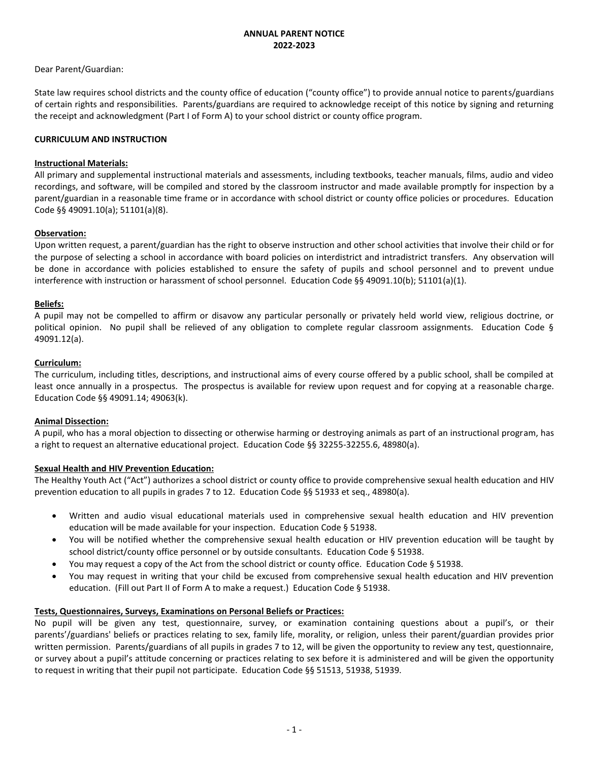# ANNUAL PARENT NOTICE
## 2022-2023

Dear Parent/Guardian:

State law requires school districts and the county office of education ("county office") to provide annual notice to parents/guardians of certain rights and responsibilities. Parents/guardians are required to acknowledge receipt of this notice by signing and returning the receipt and acknowledgment (Part I of Form A) to your school district or county office program.

## CURRICULUM AND INSTRUCTION

### Instructional Materials:

All primary and supplemental instructional materials and assessments, including textbooks, teacher manuals, films, audio and video recordings, and software, will be compiled and stored by the classroom instructor and made available promptly for inspection by a parent/guardian in a reasonable time frame or in accordance with school district or county office policies or procedures. Education Code §§ 49091.10(a); 51101(a)(8).

### Observation:

Upon written request, a parent/guardian has the right to observe instruction and other school activities that involve their child or for the purpose of selecting a school in accordance with board policies on interdistrict and intradistrict transfers. Any observation will be done in accordance with policies established to ensure the safety of pupils and school personnel and to prevent undue interference with instruction or harassment of school personnel. Education Code §§ 49091.10(b); 51101(a)(1).

### Beliefs:

A pupil may not be compelled to affirm or disavow any particular personally or privately held world view, religious doctrine, or political opinion. No pupil shall be relieved of any obligation to complete regular classroom assignments. Education Code § 49091.12(a).

### Curriculum:

The curriculum, including titles, descriptions, and instructional aims of every course offered by a public school, shall be compiled at least once annually in a prospectus. The prospectus is available for review upon request and for copying at a reasonable charge. Education Code §§ 49091.14; 49063(k).

### Animal Dissection:

A pupil, who has a moral objection to dissecting or otherwise harming or destroying animals as part of an instructional program, has a right to request an alternative educational project. Education Code §§ 32255-32255.6, 48980(a).

### Sexual Health and HIV Prevention Education:

The Healthy Youth Act ("Act") authorizes a school district or county office to provide comprehensive sexual health education and HIV prevention education to all pupils in grades 7 to 12. Education Code §§ 51933 et seq., 48980(a).

- Written and audio visual educational materials used in comprehensive sexual health education and HIV prevention education will be made available for your inspection. Education Code § 51938.
- You will be notified whether the comprehensive sexual health education or HIV prevention education will be taught by school district/county office personnel or by outside consultants. Education Code § 51938.
- You may request a copy of the Act from the school district or county office. Education Code § 51938.
- You may request in writing that your child be excused from comprehensive sexual health education and HIV prevention education. (Fill out Part II of Form A to make a request.) Education Code § 51938.

### Tests, Questionnaires, Surveys, Examinations on Personal Beliefs or Practices:

No pupil will be given any test, questionnaire, survey, or examination containing questions about a pupil's, or their parents'/guardians' beliefs or practices relating to sex, family life, morality, or religion, unless their parent/guardian provides prior written permission. Parents/guardians of all pupils in grades 7 to 12, will be given the opportunity to review any test, questionnaire, or survey about a pupil's attitude concerning or practices relating to sex before it is administered and will be given the opportunity to request in writing that their pupil not participate. Education Code §§ 51513, 51938, 51939.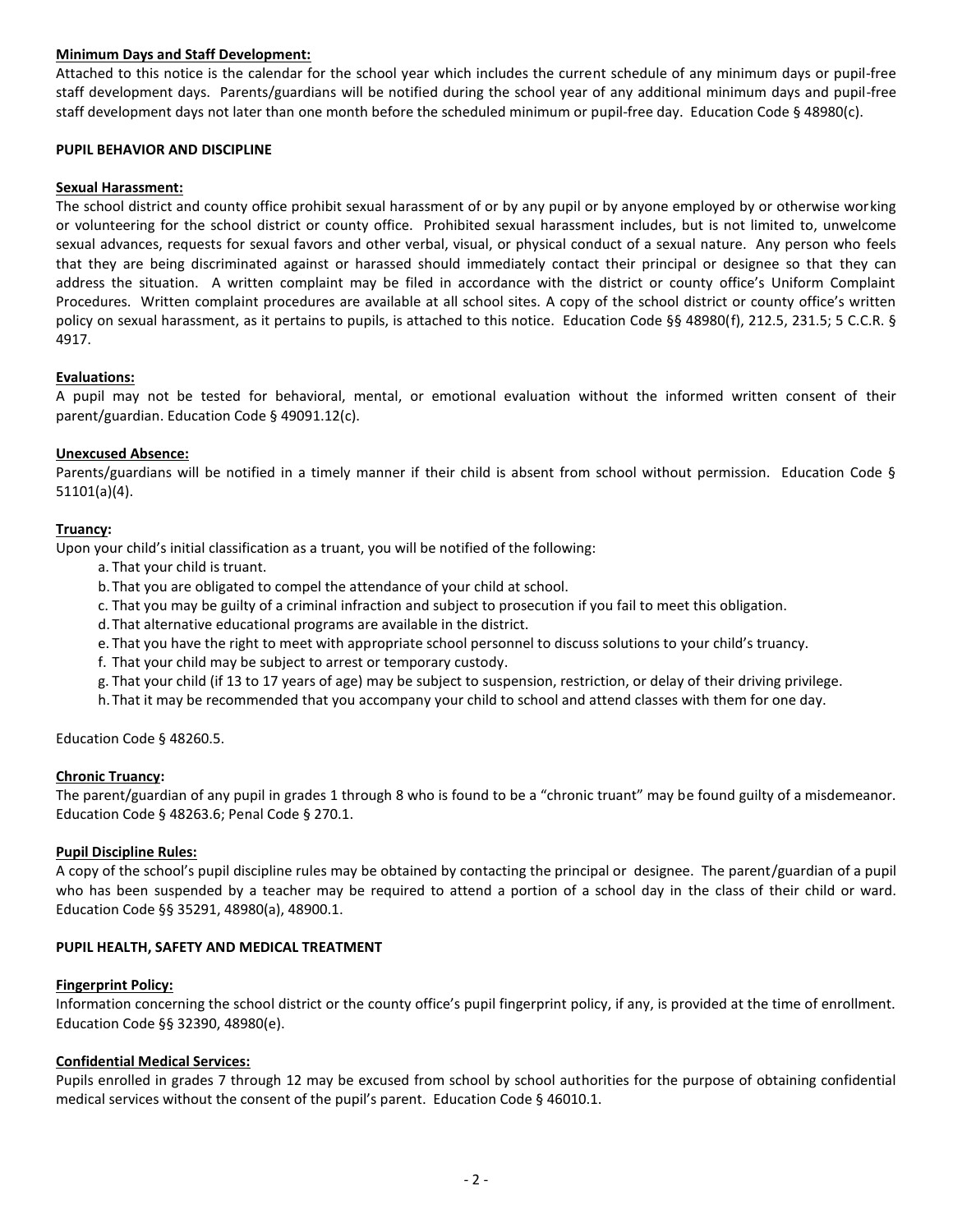**Minimum Days and Staff Development:**
Attached to this notice is the calendar for the school year which includes the current schedule of any minimum days or pupil-free staff development days. Parents/guardians will be notified during the school year of any additional minimum days and pupil-free staff development days not later than one month before the scheduled minimum or pupil-free day. Education Code § 48980(c).

## PUPIL BEHAVIOR AND DISCIPLINE

**Sexual Harassment:**
The school district and county office prohibit sexual harassment of or by any pupil or by anyone employed by or otherwise working or volunteering for the school district or county office. Prohibited sexual harassment includes, but is not limited to, unwelcome sexual advances, requests for sexual favors and other verbal, visual, or physical conduct of a sexual nature. Any person who feels that they are being discriminated against or harassed should immediately contact their principal or designee so that they can address the situation. A written complaint may be filed in accordance with the district or county office's Uniform Complaint Procedures. Written complaint procedures are available at all school sites. A copy of the school district or county office's written policy on sexual harassment, as it pertains to pupils, is attached to this notice. Education Code §§ 48980(f), 212.5, 231.5; 5 C.C.R. § 4917.

**Evaluations:**
A pupil may not be tested for behavioral, mental, or emotional evaluation without the informed written consent of their parent/guardian. Education Code § 49091.12(c).

**Unexcused Absence:**
Parents/guardians will be notified in a timely manner if their child is absent from school without permission. Education Code § 51101(a)(4).

**Truancy:**
Upon your child's initial classification as a truant, you will be notified of the following:

a. That your child is truant.
b. That you are obligated to compel the attendance of your child at school.
c. That you may be guilty of a criminal infraction and subject to prosecution if you fail to meet this obligation.
d. That alternative educational programs are available in the district.
e. That you have the right to meet with appropriate school personnel to discuss solutions to your child's truancy.
f. That your child may be subject to arrest or temporary custody.
g. That your child (if 13 to 17 years of age) may be subject to suspension, restriction, or delay of their driving privilege.
h. That it may be recommended that you accompany your child to school and attend classes with them for one day.

Education Code § 48260.5.

**Chronic Truancy:**
The parent/guardian of any pupil in grades 1 through 8 who is found to be a "chronic truant" may be found guilty of a misdemeanor. Education Code § 48263.6; Penal Code § 270.1.

**Pupil Discipline Rules:**
A copy of the school's pupil discipline rules may be obtained by contacting the principal or designee. The parent/guardian of a pupil who has been suspended by a teacher may be required to attend a portion of a school day in the class of their child or ward. Education Code §§ 35291, 48980(a), 48900.1.

## PUPIL HEALTH, SAFETY AND MEDICAL TREATMENT

**Fingerprint Policy:**
Information concerning the school district or the county office's pupil fingerprint policy, if any, is provided at the time of enrollment. Education Code §§ 32390, 48980(e).

**Confidential Medical Services:**
Pupils enrolled in grades 7 through 12 may be excused from school by school authorities for the purpose of obtaining confidential medical services without the consent of the pupil's parent. Education Code § 46010.1.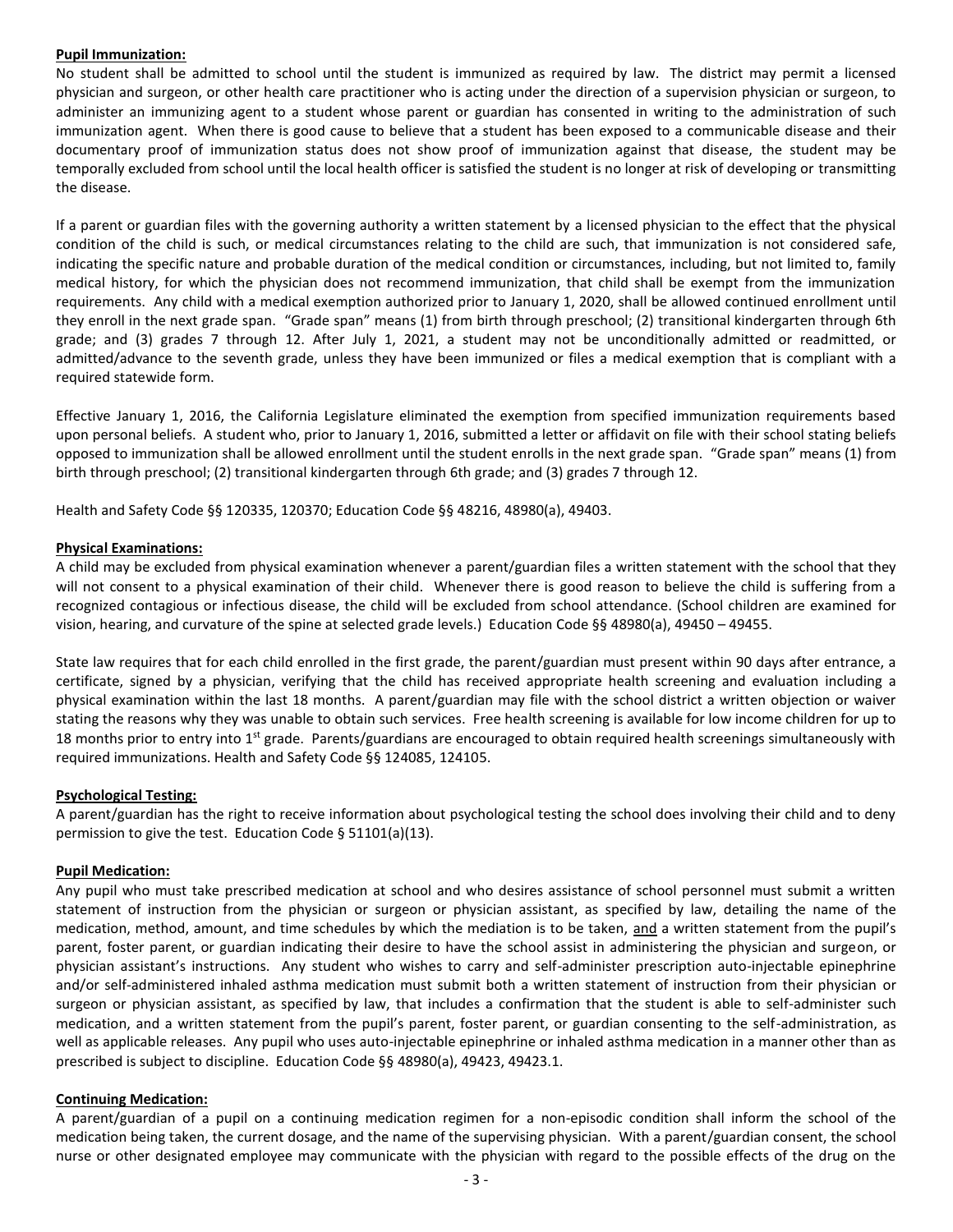**Pupil Immunization:**

No student shall be admitted to school until the student is immunized as required by law. The district may permit a licensed physician and surgeon, or other health care practitioner who is acting under the direction of a supervision physician or surgeon, to administer an immunizing agent to a student whose parent or guardian has consented in writing to the administration of such immunization agent. When there is good cause to believe that a student has been exposed to a communicable disease and their documentary proof of immunization status does not show proof of immunization against that disease, the student may be temporally excluded from school until the local health officer is satisfied the student is no longer at risk of developing or transmitting the disease.

If a parent or guardian files with the governing authority a written statement by a licensed physician to the effect that the physical condition of the child is such, or medical circumstances relating to the child are such, that immunization is not considered safe, indicating the specific nature and probable duration of the medical condition or circumstances, including, but not limited to, family medical history, for which the physician does not recommend immunization, that child shall be exempt from the immunization requirements. Any child with a medical exemption authorized prior to January 1, 2020, shall be allowed continued enrollment until they enroll in the next grade span. "Grade span" means (1) from birth through preschool; (2) transitional kindergarten through 6th grade; and (3) grades 7 through 12. After July 1, 2021, a student may not be unconditionally admitted or readmitted, or admitted/advance to the seventh grade, unless they have been immunized or files a medical exemption that is compliant with a required statewide form.

Effective January 1, 2016, the California Legislature eliminated the exemption from specified immunization requirements based upon personal beliefs. A student who, prior to January 1, 2016, submitted a letter or affidavit on file with their school stating beliefs opposed to immunization shall be allowed enrollment until the student enrolls in the next grade span. "Grade span" means (1) from birth through preschool; (2) transitional kindergarten through 6th grade; and (3) grades 7 through 12.

Health and Safety Code §§ 120335, 120370; Education Code §§ 48216, 48980(a), 49403.

**Physical Examinations:**

A child may be excluded from physical examination whenever a parent/guardian files a written statement with the school that they will not consent to a physical examination of their child. Whenever there is good reason to believe the child is suffering from a recognized contagious or infectious disease, the child will be excluded from school attendance. (School children are examined for vision, hearing, and curvature of the spine at selected grade levels.) Education Code §§ 48980(a), 49450 – 49455.

State law requires that for each child enrolled in the first grade, the parent/guardian must present within 90 days after entrance, a certificate, signed by a physician, verifying that the child has received appropriate health screening and evaluation including a physical examination within the last 18 months. A parent/guardian may file with the school district a written objection or waiver stating the reasons why they was unable to obtain such services. Free health screening is available for low income children for up to 18 months prior to entry into 1st grade. Parents/guardians are encouraged to obtain required health screenings simultaneously with required immunizations. Health and Safety Code §§ 124085, 124105.

**Psychological Testing:**

A parent/guardian has the right to receive information about psychological testing the school does involving their child and to deny permission to give the test. Education Code § 51101(a)(13).

**Pupil Medication:**

Any pupil who must take prescribed medication at school and who desires assistance of school personnel must submit a written statement of instruction from the physician or surgeon or physician assistant, as specified by law, detailing the name of the medication, method, amount, and time schedules by which the mediation is to be taken, and a written statement from the pupil's parent, foster parent, or guardian indicating their desire to have the school assist in administering the physician and surgeon, or physician assistant's instructions. Any student who wishes to carry and self-administer prescription auto-injectable epinephrine and/or self-administered inhaled asthma medication must submit both a written statement of instruction from their physician or surgeon or physician assistant, as specified by law, that includes a confirmation that the student is able to self-administer such medication, and a written statement from the pupil's parent, foster parent, or guardian consenting to the self-administration, as well as applicable releases. Any pupil who uses auto-injectable epinephrine or inhaled asthma medication in a manner other than as prescribed is subject to discipline. Education Code §§ 48980(a), 49423, 49423.1.

**Continuing Medication:**

A parent/guardian of a pupil on a continuing medication regimen for a non-episodic condition shall inform the school of the medication being taken, the current dosage, and the name of the supervising physician. With a parent/guardian consent, the school nurse or other designated employee may communicate with the physician with regard to the possible effects of the drug on the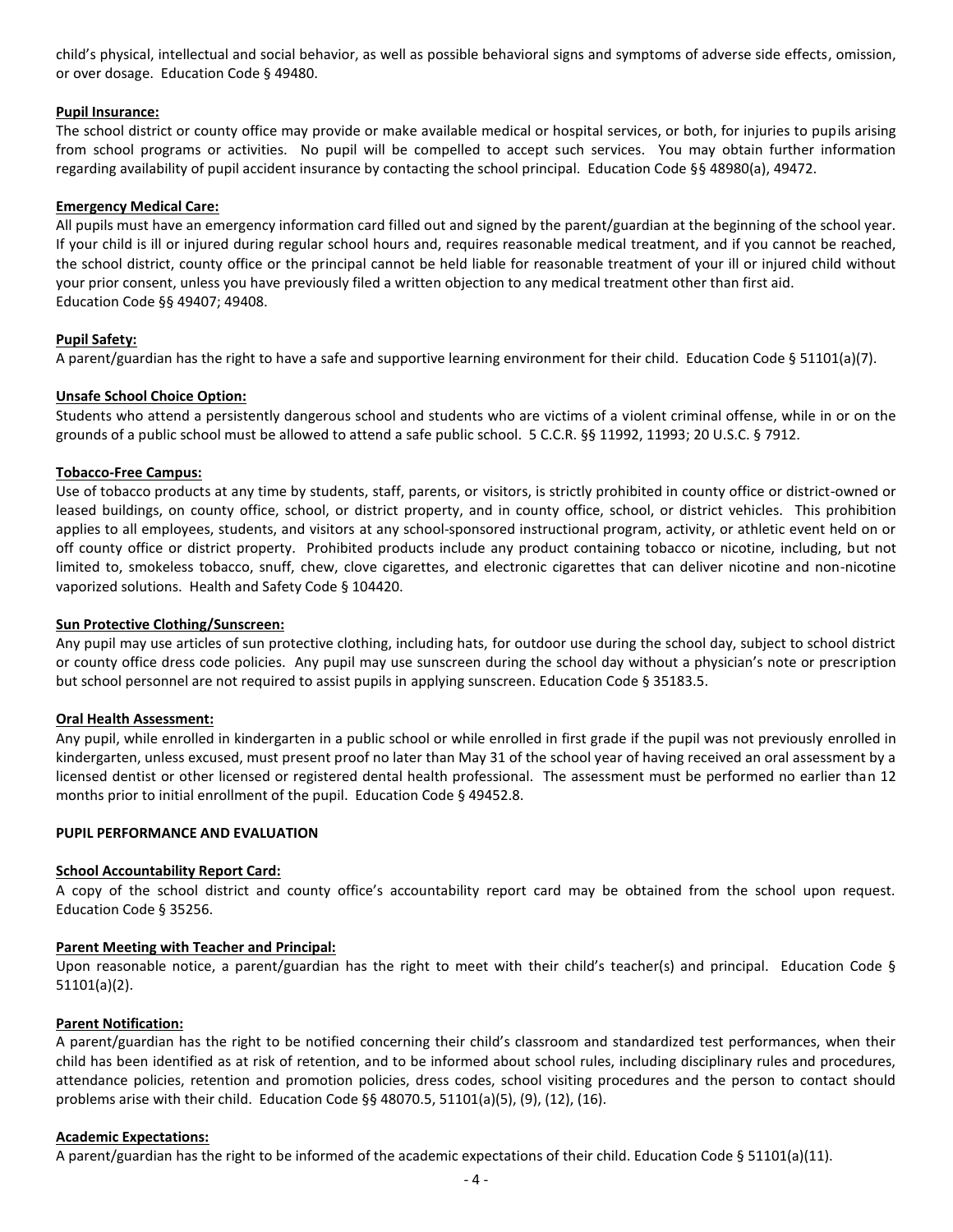child's physical, intellectual and social behavior, as well as possible behavioral signs and symptoms of adverse side effects, omission, or over dosage. Education Code § 49480.

**Pupil Insurance:**

The school district or county office may provide or make available medical or hospital services, or both, for injuries to pupils arising from school programs or activities. No pupil will be compelled to accept such services. You may obtain further information regarding availability of pupil accident insurance by contacting the school principal. Education Code §§ 48980(a), 49472.

**Emergency Medical Care:**

All pupils must have an emergency information card filled out and signed by the parent/guardian at the beginning of the school year. If your child is ill or injured during regular school hours and, requires reasonable medical treatment, and if you cannot be reached, the school district, county office or the principal cannot be held liable for reasonable treatment of your ill or injured child without your prior consent, unless you have previously filed a written objection to any medical treatment other than first aid. Education Code §§ 49407; 49408.

**Pupil Safety:**

A parent/guardian has the right to have a safe and supportive learning environment for their child. Education Code § 51101(a)(7).

**Unsafe School Choice Option:**

Students who attend a persistently dangerous school and students who are victims of a violent criminal offense, while in or on the grounds of a public school must be allowed to attend a safe public school. 5 C.C.R. §§ 11992, 11993; 20 U.S.C. § 7912.

**Tobacco-Free Campus:**

Use of tobacco products at any time by students, staff, parents, or visitors, is strictly prohibited in county office or district-owned or leased buildings, on county office, school, or district property, and in county office, school, or district vehicles. This prohibition applies to all employees, students, and visitors at any school-sponsored instructional program, activity, or athletic event held on or off county office or district property. Prohibited products include any product containing tobacco or nicotine, including, but not limited to, smokeless tobacco, snuff, chew, clove cigarettes, and electronic cigarettes that can deliver nicotine and non-nicotine vaporized solutions. Health and Safety Code § 104420.

**Sun Protective Clothing/Sunscreen:**

Any pupil may use articles of sun protective clothing, including hats, for outdoor use during the school day, subject to school district or county office dress code policies. Any pupil may use sunscreen during the school day without a physician's note or prescription but school personnel are not required to assist pupils in applying sunscreen. Education Code § 35183.5.

**Oral Health Assessment:**

Any pupil, while enrolled in kindergarten in a public school or while enrolled in first grade if the pupil was not previously enrolled in kindergarten, unless excused, must present proof no later than May 31 of the school year of having received an oral assessment by a licensed dentist or other licensed or registered dental health professional. The assessment must be performed no earlier than 12 months prior to initial enrollment of the pupil. Education Code § 49452.8.

**PUPIL PERFORMANCE AND EVALUATION**

**School Accountability Report Card:**

A copy of the school district and county office's accountability report card may be obtained from the school upon request. Education Code § 35256.

**Parent Meeting with Teacher and Principal:**

Upon reasonable notice, a parent/guardian has the right to meet with their child's teacher(s) and principal. Education Code § 51101(a)(2).

**Parent Notification:**

A parent/guardian has the right to be notified concerning their child's classroom and standardized test performances, when their child has been identified as at risk of retention, and to be informed about school rules, including disciplinary rules and procedures, attendance policies, retention and promotion policies, dress codes, school visiting procedures and the person to contact should problems arise with their child. Education Code §§ 48070.5, 51101(a)(5), (9), (12), (16).

**Academic Expectations:**

A parent/guardian has the right to be informed of the academic expectations of their child. Education Code § 51101(a)(11).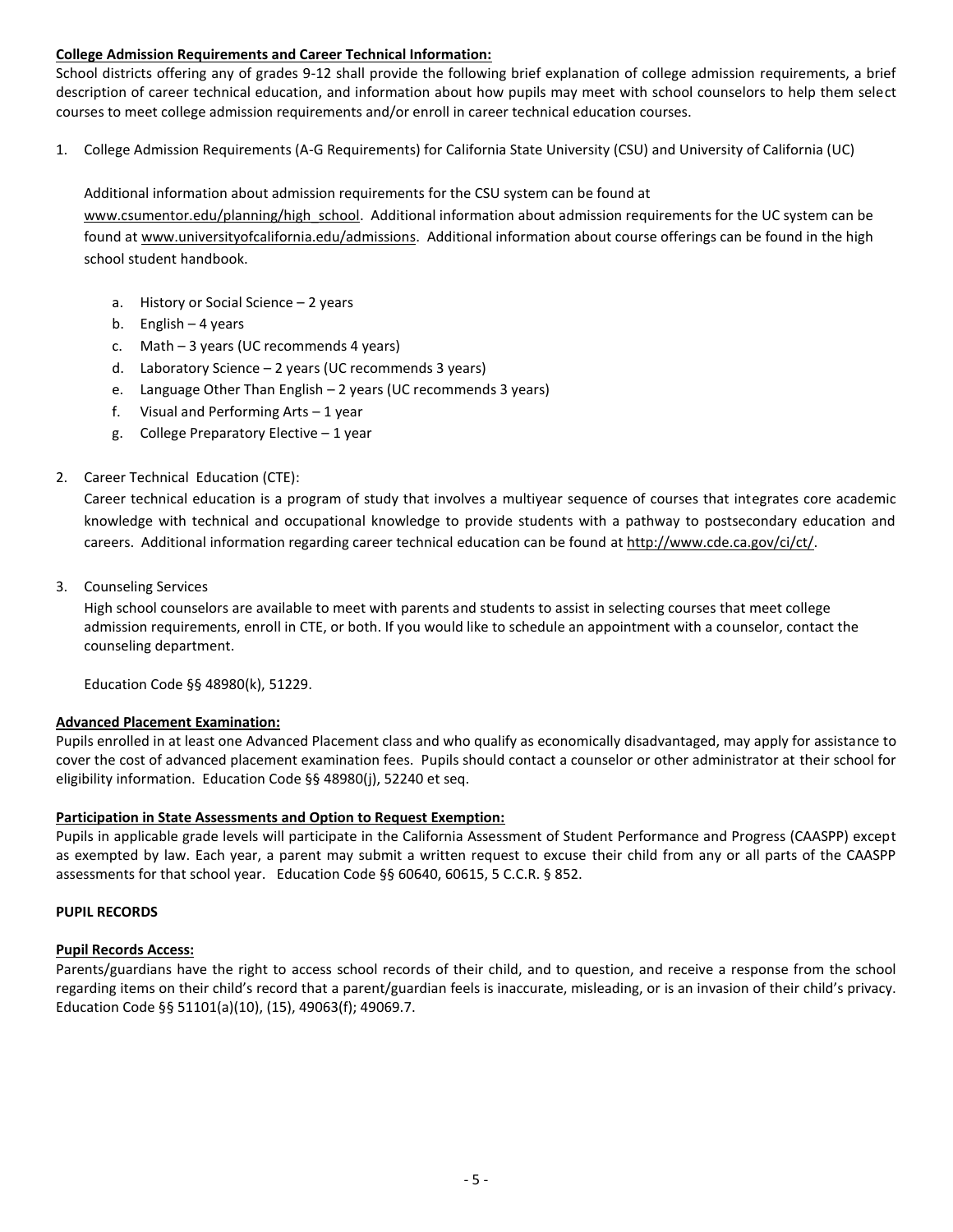**College Admission Requirements and Career Technical Information:**

School districts offering any of grades 9-12 shall provide the following brief explanation of college admission requirements, a brief description of career technical education, and information about how pupils may meet with school counselors to help them select courses to meet college admission requirements and/or enroll in career technical education courses.

1. College Admission Requirements (A-G Requirements) for California State University (CSU) and University of California (UC)

   Additional information about admission requirements for the CSU system can be found at www.csumentor.edu/planning/high_school. Additional information about admission requirements for the UC system can be found at www.universityofcalifornia.edu/admissions. Additional information about course offerings can be found in the high school student handbook.

   a. History or Social Science – 2 years
   b. English – 4 years
   c. Math – 3 years (UC recommends 4 years)
   d. Laboratory Science – 2 years (UC recommends 3 years)
   e. Language Other Than English – 2 years (UC recommends 3 years)
   f. Visual and Performing Arts – 1 year
   g. College Preparatory Elective – 1 year

2. Career Technical Education (CTE):

   Career technical education is a program of study that involves a multiyear sequence of courses that integrates core academic knowledge with technical and occupational knowledge to provide students with a pathway to postsecondary education and careers. Additional information regarding career technical education can be found at http://www.cde.ca.gov/ci/ct/.

3. Counseling Services

   High school counselors are available to meet with parents and students to assist in selecting courses that meet college admission requirements, enroll in CTE, or both. If you would like to schedule an appointment with a counselor, contact the counseling department.

   Education Code §§ 48980(k), 51229.

**Advanced Placement Examination:**

Pupils enrolled in at least one Advanced Placement class and who qualify as economically disadvantaged, may apply for assistance to cover the cost of advanced placement examination fees. Pupils should contact a counselor or other administrator at their school for eligibility information. Education Code §§ 48980(j), 52240 et seq.

**Participation in State Assessments and Option to Request Exemption:**

Pupils in applicable grade levels will participate in the California Assessment of Student Performance and Progress (CAASPP) except as exempted by law. Each year, a parent may submit a written request to excuse their child from any or all parts of the CAASPP assessments for that school year. Education Code §§ 60640, 60615, 5 C.C.R. § 852.

**PUPIL RECORDS**

**Pupil Records Access:**

Parents/guardians have the right to access school records of their child, and to question, and receive a response from the school regarding items on their child's record that a parent/guardian feels is inaccurate, misleading, or is an invasion of their child's privacy. Education Code §§ 51101(a)(10), (15), 49063(f); 49069.7.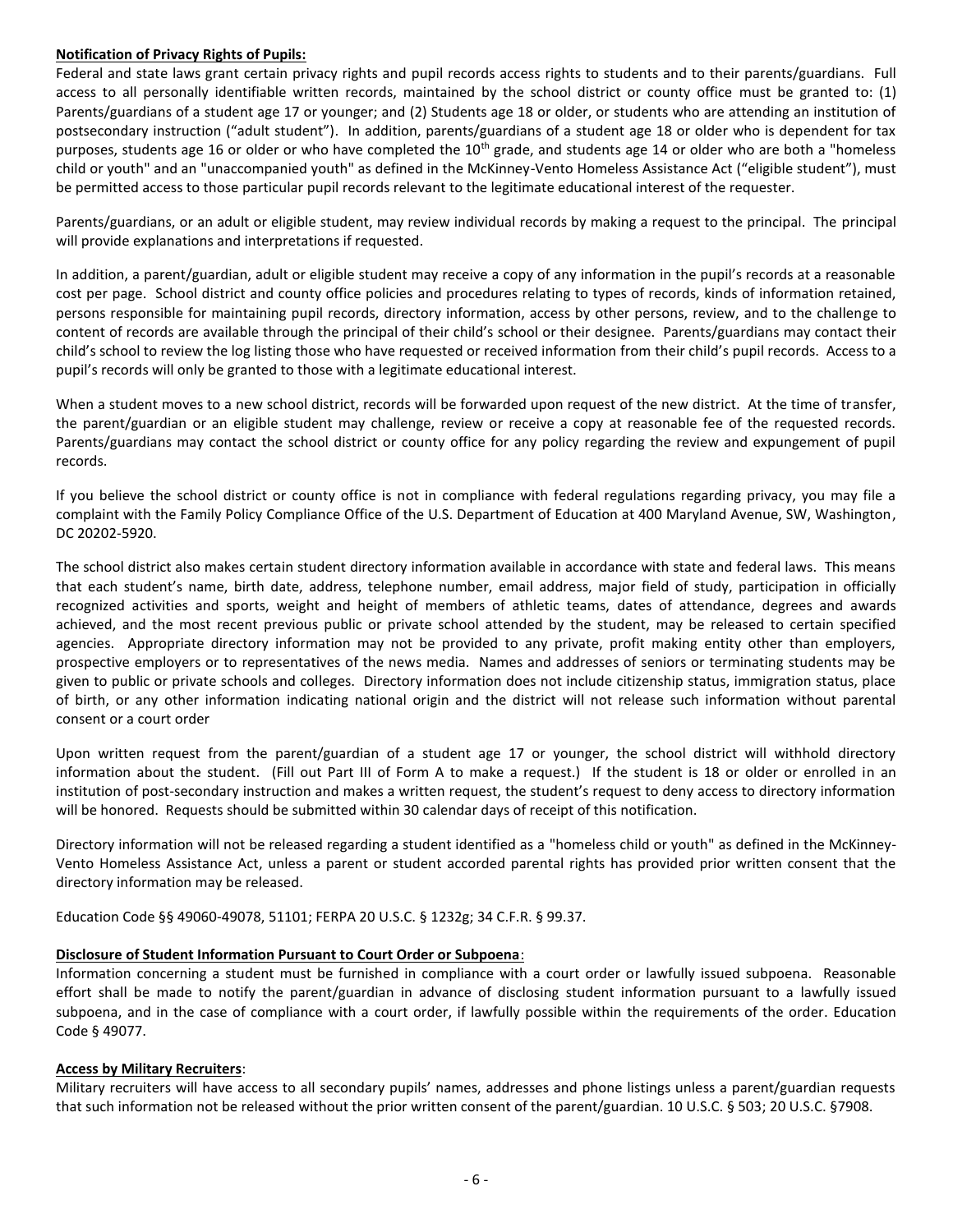**Notification of Privacy Rights of Pupils:**

Federal and state laws grant certain privacy rights and pupil records access rights to students and to their parents/guardians. Full access to all personally identifiable written records, maintained by the school district or county office must be granted to: (1) Parents/guardians of a student age 17 or younger; and (2) Students age 18 or older, or students who are attending an institution of postsecondary instruction ("adult student"). In addition, parents/guardians of a student age 18 or older who is dependent for tax purposes, students age 16 or older or who have completed the 10th grade, and students age 14 or older who are both a "homeless child or youth" and an "unaccompanied youth" as defined in the McKinney-Vento Homeless Assistance Act ("eligible student"), must be permitted access to those particular pupil records relevant to the legitimate educational interest of the requester.

Parents/guardians, or an adult or eligible student, may review individual records by making a request to the principal. The principal will provide explanations and interpretations if requested.

In addition, a parent/guardian, adult or eligible student may receive a copy of any information in the pupil's records at a reasonable cost per page. School district and county office policies and procedures relating to types of records, kinds of information retained, persons responsible for maintaining pupil records, directory information, access by other persons, review, and to the challenge to content of records are available through the principal of their child's school or their designee. Parents/guardians may contact their child's school to review the log listing those who have requested or received information from their child's pupil records. Access to a pupil's records will only be granted to those with a legitimate educational interest.

When a student moves to a new school district, records will be forwarded upon request of the new district. At the time of transfer, the parent/guardian or an eligible student may challenge, review or receive a copy at reasonable fee of the requested records. Parents/guardians may contact the school district or county office for any policy regarding the review and expungement of pupil records.

If you believe the school district or county office is not in compliance with federal regulations regarding privacy, you may file a complaint with the Family Policy Compliance Office of the U.S. Department of Education at 400 Maryland Avenue, SW, Washington, DC 20202-5920.

The school district also makes certain student directory information available in accordance with state and federal laws. This means that each student's name, birth date, address, telephone number, email address, major field of study, participation in officially recognized activities and sports, weight and height of members of athletic teams, dates of attendance, degrees and awards achieved, and the most recent previous public or private school attended by the student, may be released to certain specified agencies. Appropriate directory information may not be provided to any private, profit making entity other than employers, prospective employers or to representatives of the news media. Names and addresses of seniors or terminating students may be given to public or private schools and colleges. Directory information does not include citizenship status, immigration status, place of birth, or any other information indicating national origin and the district will not release such information without parental consent or a court order

Upon written request from the parent/guardian of a student age 17 or younger, the school district will withhold directory information about the student. (Fill out Part III of Form A to make a request.) If the student is 18 or older or enrolled in an institution of post-secondary instruction and makes a written request, the student's request to deny access to directory information will be honored. Requests should be submitted within 30 calendar days of receipt of this notification.

Directory information will not be released regarding a student identified as a "homeless child or youth" as defined in the McKinney-Vento Homeless Assistance Act, unless a parent or student accorded parental rights has provided prior written consent that the directory information may be released.

Education Code §§ 49060-49078, 51101; FERPA 20 U.S.C. § 1232g; 34 C.F.R. § 99.37.

**Disclosure of Student Information Pursuant to Court Order or Subpoena**:

Information concerning a student must be furnished in compliance with a court order or lawfully issued subpoena. Reasonable effort shall be made to notify the parent/guardian in advance of disclosing student information pursuant to a lawfully issued subpoena, and in the case of compliance with a court order, if lawfully possible within the requirements of the order. Education Code § 49077.

**Access by Military Recruiters**:

Military recruiters will have access to all secondary pupils' names, addresses and phone listings unless a parent/guardian requests that such information not be released without the prior written consent of the parent/guardian. 10 U.S.C. § 503; 20 U.S.C. §7908.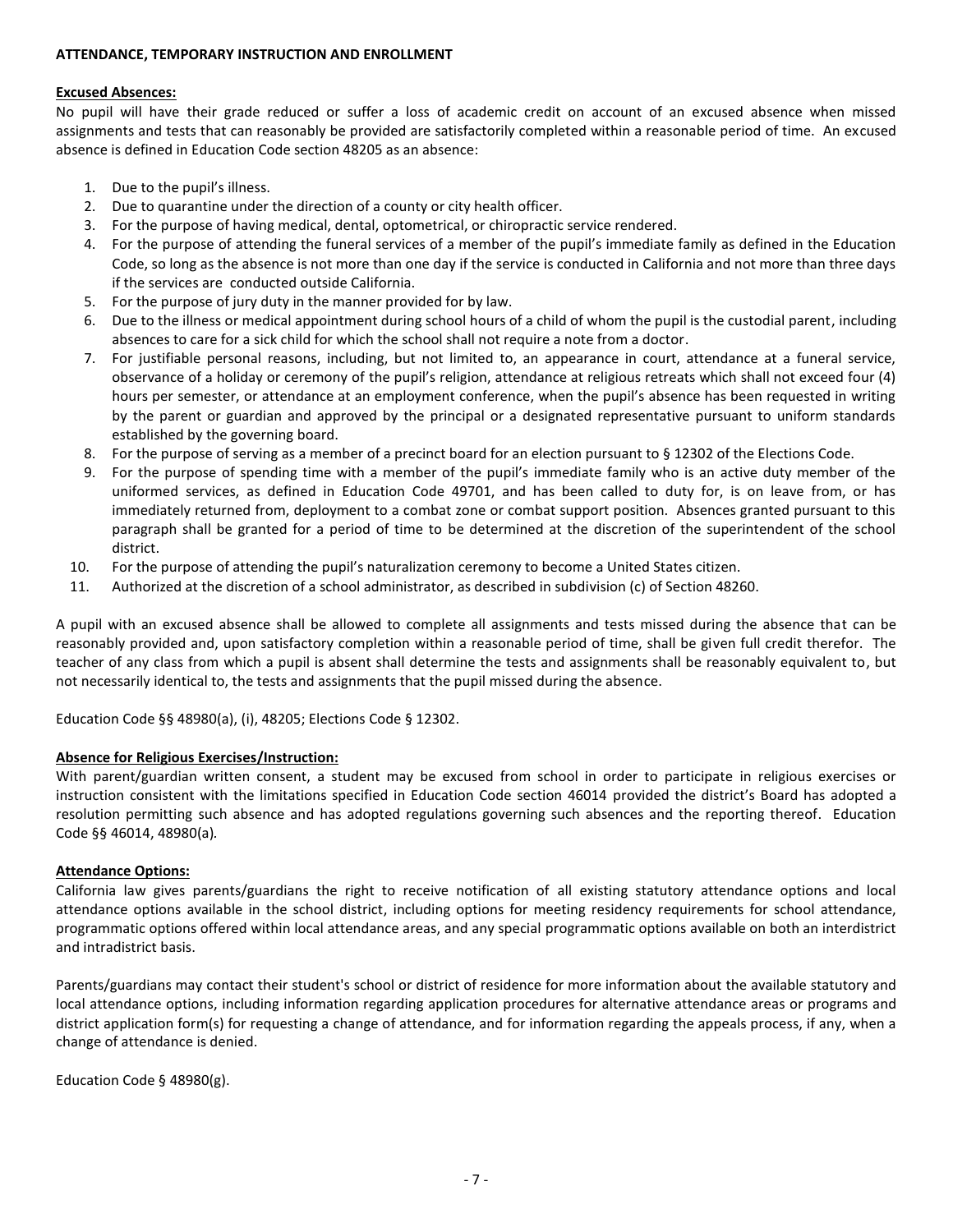**ATTENDANCE, TEMPORARY INSTRUCTION AND ENROLLMENT**

**Excused Absences:**

No pupil will have their grade reduced or suffer a loss of academic credit on account of an excused absence when missed assignments and tests that can reasonably be provided are satisfactorily completed within a reasonable period of time. An excused absence is defined in Education Code section 48205 as an absence:

1. Due to the pupil's illness.
2. Due to quarantine under the direction of a county or city health officer.
3. For the purpose of having medical, dental, optometrical, or chiropractic service rendered.
4. For the purpose of attending the funeral services of a member of the pupil's immediate family as defined in the Education Code, so long as the absence is not more than one day if the service is conducted in California and not more than three days if the services are conducted outside California.
5. For the purpose of jury duty in the manner provided for by law.
6. Due to the illness or medical appointment during school hours of a child of whom the pupil is the custodial parent, including absences to care for a sick child for which the school shall not require a note from a doctor.
7. For justifiable personal reasons, including, but not limited to, an appearance in court, attendance at a funeral service, observance of a holiday or ceremony of the pupil's religion, attendance at religious retreats which shall not exceed four (4) hours per semester, or attendance at an employment conference, when the pupil's absence has been requested in writing by the parent or guardian and approved by the principal or a designated representative pursuant to uniform standards established by the governing board.
8. For the purpose of serving as a member of a precinct board for an election pursuant to § 12302 of the Elections Code.
9. For the purpose of spending time with a member of the pupil's immediate family who is an active duty member of the uniformed services, as defined in Education Code 49701, and has been called to duty for, is on leave from, or has immediately returned from, deployment to a combat zone or combat support position. Absences granted pursuant to this paragraph shall be granted for a period of time to be determined at the discretion of the superintendent of the school district.
10. For the purpose of attending the pupil's naturalization ceremony to become a United States citizen.
11. Authorized at the discretion of a school administrator, as described in subdivision (c) of Section 48260.

A pupil with an excused absence shall be allowed to complete all assignments and tests missed during the absence that can be reasonably provided and, upon satisfactory completion within a reasonable period of time, shall be given full credit therefor. The teacher of any class from which a pupil is absent shall determine the tests and assignments shall be reasonably equivalent to, but not necessarily identical to, the tests and assignments that the pupil missed during the absence.

Education Code §§ 48980(a), (i), 48205; Elections Code § 12302.

**Absence for Religious Exercises/Instruction:**

With parent/guardian written consent, a student may be excused from school in order to participate in religious exercises or instruction consistent with the limitations specified in Education Code section 46014 provided the district's Board has adopted a resolution permitting such absence and has adopted regulations governing such absences and the reporting thereof. Education Code §§ 46014, 48980(a).

**Attendance Options:**

California law gives parents/guardians the right to receive notification of all existing statutory attendance options and local attendance options available in the school district, including options for meeting residency requirements for school attendance, programmatic options offered within local attendance areas, and any special programmatic options available on both an interdistrict and intradistrict basis.

Parents/guardians may contact their student's school or district of residence for more information about the available statutory and local attendance options, including information regarding application procedures for alternative attendance areas or programs and district application form(s) for requesting a change of attendance, and for information regarding the appeals process, if any, when a change of attendance is denied.

Education Code § 48980(g).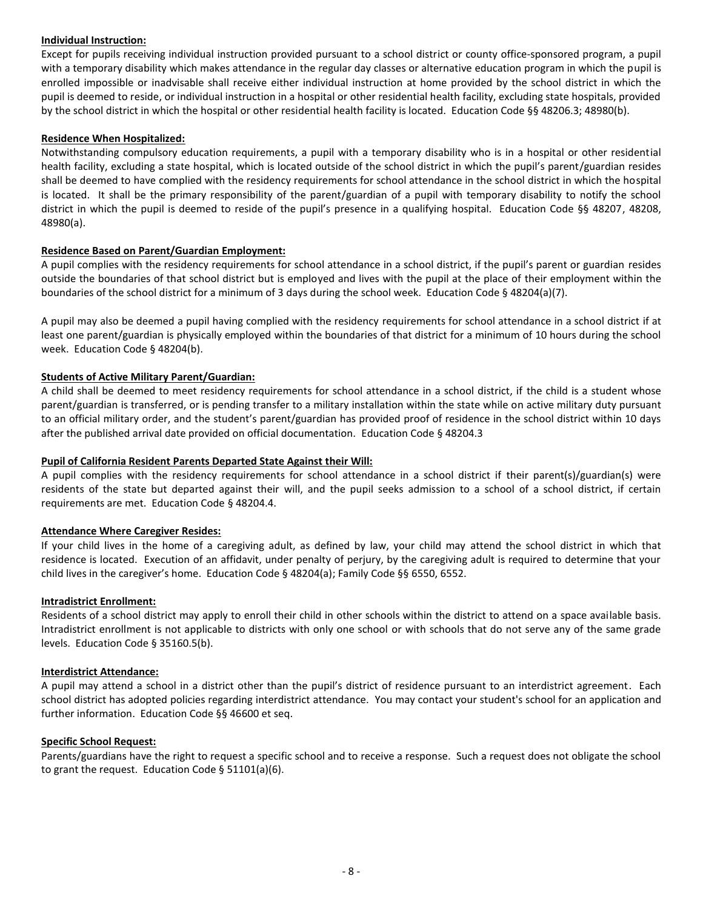**Individual Instruction:**

Except for pupils receiving individual instruction provided pursuant to a school district or county office-sponsored program, a pupil with a temporary disability which makes attendance in the regular day classes or alternative education program in which the pupil is enrolled impossible or inadvisable shall receive either individual instruction at home provided by the school district in which the pupil is deemed to reside, or individual instruction in a hospital or other residential health facility, excluding state hospitals, provided by the school district in which the hospital or other residential health facility is located. Education Code §§ 48206.3; 48980(b).

**Residence When Hospitalized:**

Notwithstanding compulsory education requirements, a pupil with a temporary disability who is in a hospital or other residential health facility, excluding a state hospital, which is located outside of the school district in which the pupil's parent/guardian resides shall be deemed to have complied with the residency requirements for school attendance in the school district in which the hospital is located. It shall be the primary responsibility of the parent/guardian of a pupil with temporary disability to notify the school district in which the pupil is deemed to reside of the pupil's presence in a qualifying hospital. Education Code §§ 48207, 48208, 48980(a).

**Residence Based on Parent/Guardian Employment:**

A pupil complies with the residency requirements for school attendance in a school district, if the pupil's parent or guardian resides outside the boundaries of that school district but is employed and lives with the pupil at the place of their employment within the boundaries of the school district for a minimum of 3 days during the school week. Education Code § 48204(a)(7).

A pupil may also be deemed a pupil having complied with the residency requirements for school attendance in a school district if at least one parent/guardian is physically employed within the boundaries of that district for a minimum of 10 hours during the school week. Education Code § 48204(b).

**Students of Active Military Parent/Guardian:**

A child shall be deemed to meet residency requirements for school attendance in a school district, if the child is a student whose parent/guardian is transferred, or is pending transfer to a military installation within the state while on active military duty pursuant to an official military order, and the student's parent/guardian has provided proof of residence in the school district within 10 days after the published arrival date provided on official documentation. Education Code § 48204.3

**Pupil of California Resident Parents Departed State Against their Will:**

A pupil complies with the residency requirements for school attendance in a school district if their parent(s)/guardian(s) were residents of the state but departed against their will, and the pupil seeks admission to a school of a school district, if certain requirements are met. Education Code § 48204.4.

**Attendance Where Caregiver Resides:**

If your child lives in the home of a caregiving adult, as defined by law, your child may attend the school district in which that residence is located. Execution of an affidavit, under penalty of perjury, by the caregiving adult is required to determine that your child lives in the caregiver's home. Education Code § 48204(a); Family Code §§ 6550, 6552.

**Intradistrict Enrollment:**

Residents of a school district may apply to enroll their child in other schools within the district to attend on a space available basis. Intradistrict enrollment is not applicable to districts with only one school or with schools that do not serve any of the same grade levels. Education Code § 35160.5(b).

**Interdistrict Attendance:**

A pupil may attend a school in a district other than the pupil's district of residence pursuant to an interdistrict agreement. Each school district has adopted policies regarding interdistrict attendance. You may contact your student's school for an application and further information. Education Code §§ 46600 et seq.

**Specific School Request:**

Parents/guardians have the right to request a specific school and to receive a response. Such a request does not obligate the school to grant the request. Education Code § 51101(a)(6).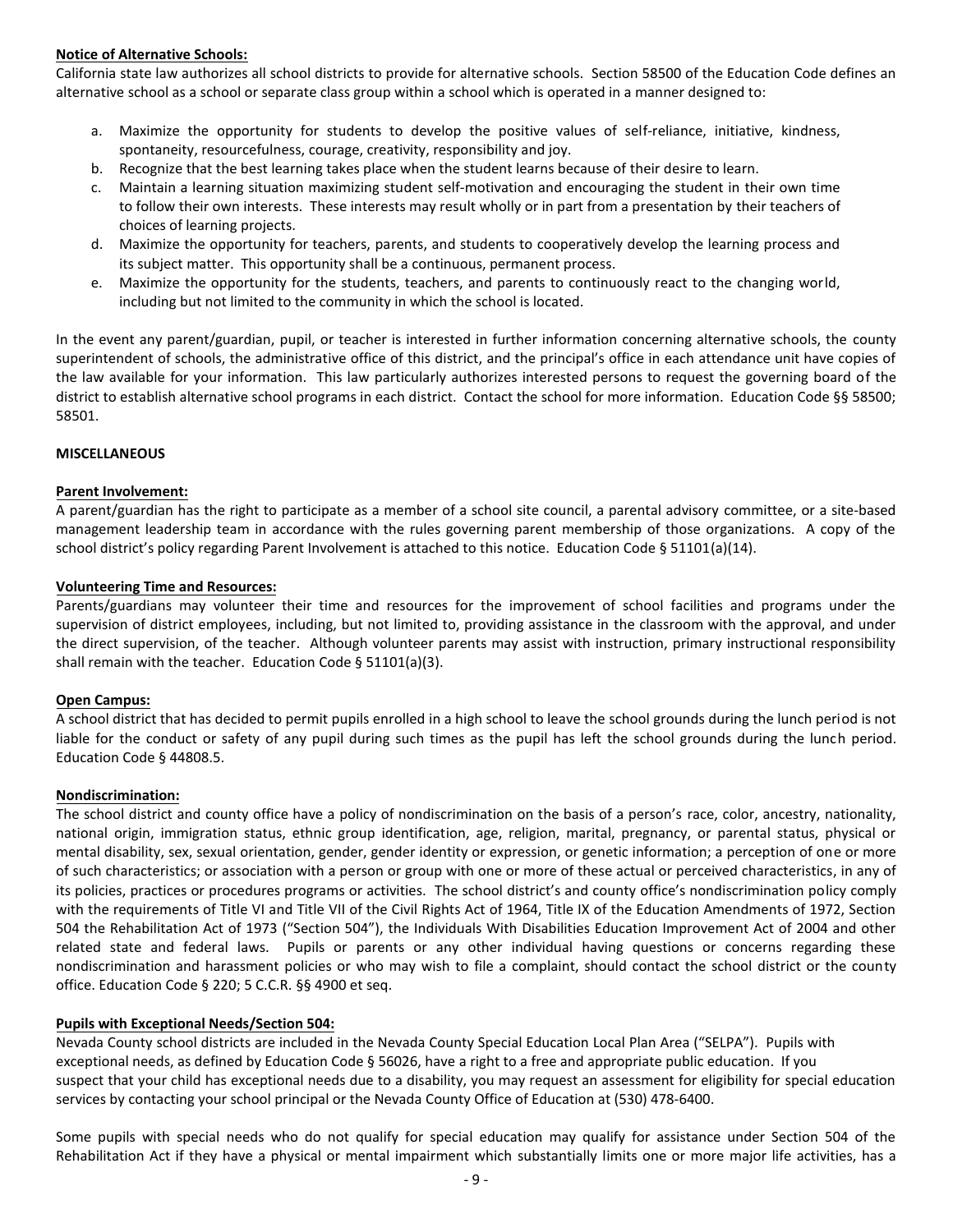**Notice of Alternative Schools:**
California state law authorizes all school districts to provide for alternative schools. Section 58500 of the Education Code defines an alternative school as a school or separate class group within a school which is operated in a manner designed to:

a. Maximize the opportunity for students to develop the positive values of self-reliance, initiative, kindness, spontaneity, resourcefulness, courage, creativity, responsibility and joy.
b. Recognize that the best learning takes place when the student learns because of their desire to learn.
c. Maintain a learning situation maximizing student self-motivation and encouraging the student in their own time to follow their own interests. These interests may result wholly or in part from a presentation by their teachers of choices of learning projects.
d. Maximize the opportunity for teachers, parents, and students to cooperatively develop the learning process and its subject matter. This opportunity shall be a continuous, permanent process.
e. Maximize the opportunity for the students, teachers, and parents to continuously react to the changing world, including but not limited to the community in which the school is located.

In the event any parent/guardian, pupil, or teacher is interested in further information concerning alternative schools, the county superintendent of schools, the administrative office of this district, and the principal's office in each attendance unit have copies of the law available for your information. This law particularly authorizes interested persons to request the governing board of the district to establish alternative school programs in each district. Contact the school for more information. Education Code §§ 58500; 58501.

**MISCELLANEOUS**

**Parent Involvement:**
A parent/guardian has the right to participate as a member of a school site council, a parental advisory committee, or a site-based management leadership team in accordance with the rules governing parent membership of those organizations. A copy of the school district's policy regarding Parent Involvement is attached to this notice. Education Code § 51101(a)(14).

**Volunteering Time and Resources:**
Parents/guardians may volunteer their time and resources for the improvement of school facilities and programs under the supervision of district employees, including, but not limited to, providing assistance in the classroom with the approval, and under the direct supervision, of the teacher. Although volunteer parents may assist with instruction, primary instructional responsibility shall remain with the teacher. Education Code § 51101(a)(3).

**Open Campus:**
A school district that has decided to permit pupils enrolled in a high school to leave the school grounds during the lunch period is not liable for the conduct or safety of any pupil during such times as the pupil has left the school grounds during the lunch period. Education Code § 44808.5.

**Nondiscrimination:**
The school district and county office have a policy of nondiscrimination on the basis of a person's race, color, ancestry, nationality, national origin, immigration status, ethnic group identification, age, religion, marital, pregnancy, or parental status, physical or mental disability, sex, sexual orientation, gender, gender identity or expression, or genetic information; a perception of one or more of such characteristics; or association with a person or group with one or more of these actual or perceived characteristics, in any of its policies, practices or procedures programs or activities. The school district's and county office's nondiscrimination policy comply with the requirements of Title VI and Title VII of the Civil Rights Act of 1964, Title IX of the Education Amendments of 1972, Section 504 the Rehabilitation Act of 1973 ("Section 504"), the Individuals With Disabilities Education Improvement Act of 2004 and other related state and federal laws. Pupils or parents or any other individual having questions or concerns regarding these nondiscrimination and harassment policies or who may wish to file a complaint, should contact the school district or the county office. Education Code § 220; 5 C.C.R. §§ 4900 et seq.

**Pupils with Exceptional Needs/Section 504:**
Nevada County school districts are included in the Nevada County Special Education Local Plan Area ("SELPA"). Pupils with exceptional needs, as defined by Education Code § 56026, have a right to a free and appropriate public education. If you suspect that your child has exceptional needs due to a disability, you may request an assessment for eligibility for special education services by contacting your school principal or the Nevada County Office of Education at (530) 478-6400.

Some pupils with special needs who do not qualify for special education may qualify for assistance under Section 504 of the Rehabilitation Act if they have a physical or mental impairment which substantially limits one or more major life activities, has a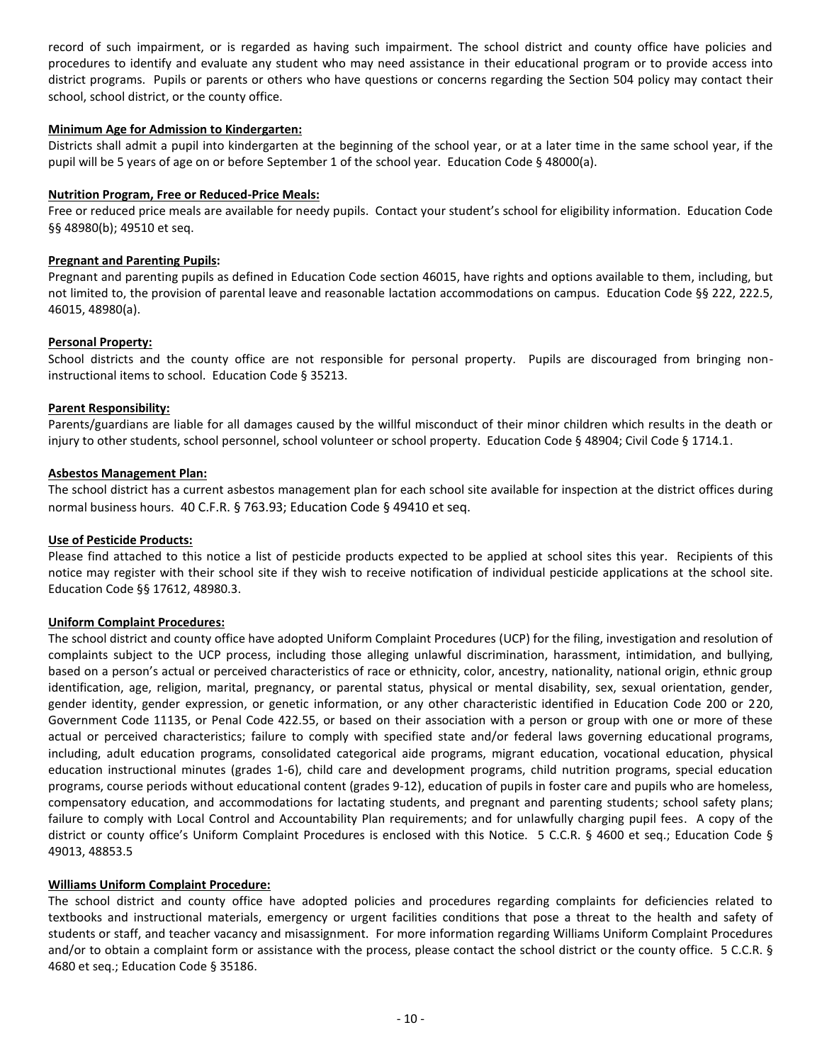record of such impairment, or is regarded as having such impairment. The school district and county office have policies and procedures to identify and evaluate any student who may need assistance in their educational program or to provide access into district programs. Pupils or parents or others who have questions or concerns regarding the Section 504 policy may contact their school, school district, or the county office.

**Minimum Age for Admission to Kindergarten:**

Districts shall admit a pupil into kindergarten at the beginning of the school year, or at a later time in the same school year, if the pupil will be 5 years of age on or before September 1 of the school year. Education Code § 48000(a).

**Nutrition Program, Free or Reduced-Price Meals:**

Free or reduced price meals are available for needy pupils. Contact your student's school for eligibility information. Education Code §§ 48980(b); 49510 et seq.

**Pregnant and Parenting Pupils:**

Pregnant and parenting pupils as defined in Education Code section 46015, have rights and options available to them, including, but not limited to, the provision of parental leave and reasonable lactation accommodations on campus. Education Code §§ 222, 222.5, 46015, 48980(a).

**Personal Property:**

School districts and the county office are not responsible for personal property. Pupils are discouraged from bringing non-instructional items to school. Education Code § 35213.

**Parent Responsibility:**

Parents/guardians are liable for all damages caused by the willful misconduct of their minor children which results in the death or injury to other students, school personnel, school volunteer or school property. Education Code § 48904; Civil Code § 1714.1.

**Asbestos Management Plan:**

The school district has a current asbestos management plan for each school site available for inspection at the district offices during normal business hours. 40 C.F.R. § 763.93; Education Code § 49410 et seq.

**Use of Pesticide Products:**

Please find attached to this notice a list of pesticide products expected to be applied at school sites this year. Recipients of this notice may register with their school site if they wish to receive notification of individual pesticide applications at the school site. Education Code §§ 17612, 48980.3.

**Uniform Complaint Procedures:**

The school district and county office have adopted Uniform Complaint Procedures (UCP) for the filing, investigation and resolution of complaints subject to the UCP process, including those alleging unlawful discrimination, harassment, intimidation, and bullying, based on a person's actual or perceived characteristics of race or ethnicity, color, ancestry, nationality, national origin, ethnic group identification, age, religion, marital, pregnancy, or parental status, physical or mental disability, sex, sexual orientation, gender, gender identity, gender expression, or genetic information, or any other characteristic identified in Education Code 200 or 220, Government Code 11135, or Penal Code 422.55, or based on their association with a person or group with one or more of these actual or perceived characteristics; failure to comply with specified state and/or federal laws governing educational programs, including, adult education programs, consolidated categorical aide programs, migrant education, vocational education, physical education instructional minutes (grades 1-6), child care and development programs, child nutrition programs, special education programs, course periods without educational content (grades 9-12), education of pupils in foster care and pupils who are homeless, compensatory education, and accommodations for lactating students, and pregnant and parenting students; school safety plans; failure to comply with Local Control and Accountability Plan requirements; and for unlawfully charging pupil fees. A copy of the district or county office's Uniform Complaint Procedures is enclosed with this Notice. 5 C.C.R. § 4600 et seq.; Education Code § 49013, 48853.5

**Williams Uniform Complaint Procedure:**

The school district and county office have adopted policies and procedures regarding complaints for deficiencies related to textbooks and instructional materials, emergency or urgent facilities conditions that pose a threat to the health and safety of students or staff, and teacher vacancy and misassignment. For more information regarding Williams Uniform Complaint Procedures and/or to obtain a complaint form or assistance with the process, please contact the school district or the county office. 5 C.C.R. § 4680 et seq.; Education Code § 35186.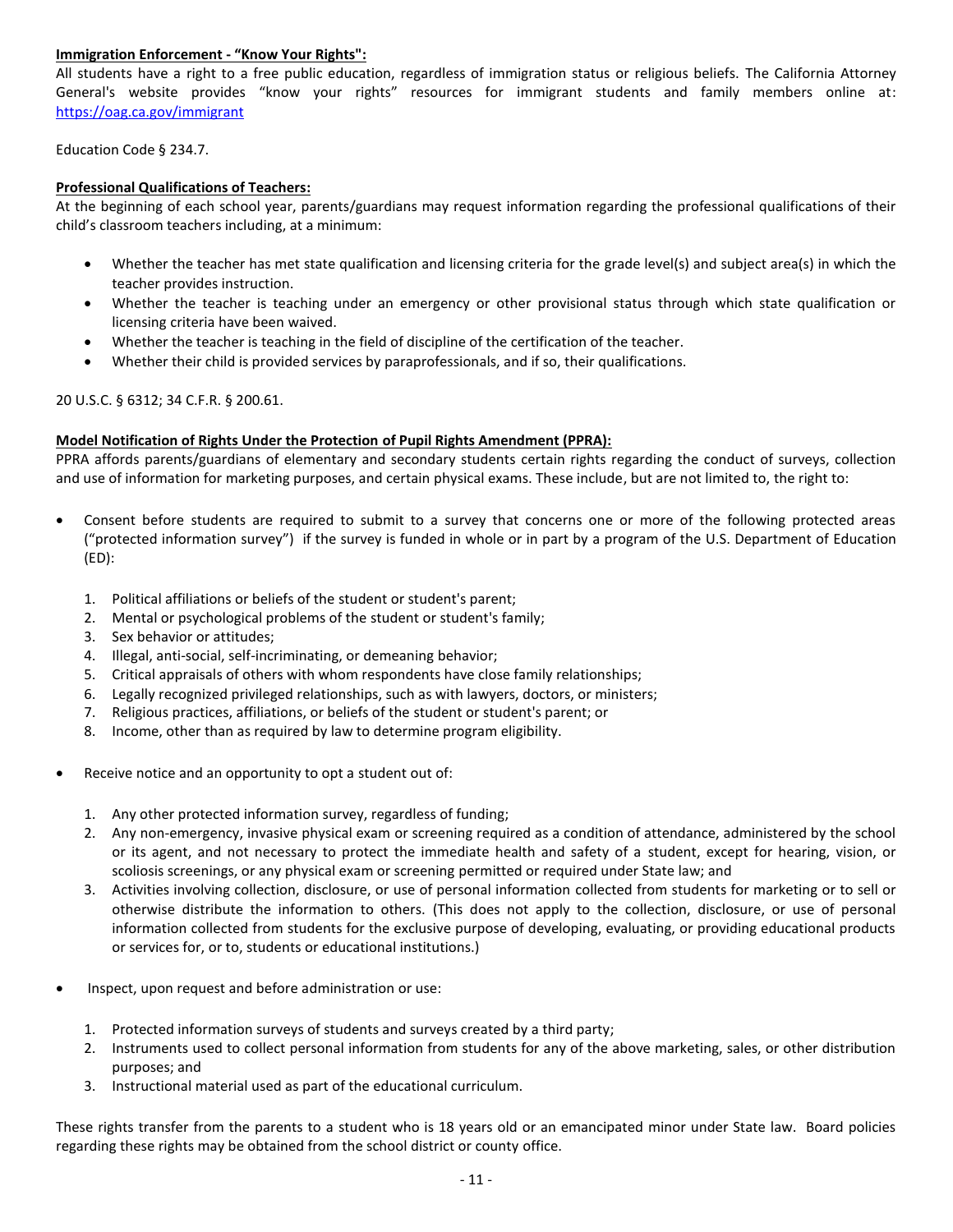**<u>Immigration Enforcement - "Know Your Rights":</u>**
All students have a right to a free public education, regardless of immigration status or religious beliefs. The California Attorney General's website provides "know your rights" resources for immigrant students and family members online at: https://oag.ca.gov/immigrant

Education Code § 234.7.

**<u>Professional Qualifications of Teachers:</u>**
At the beginning of each school year, parents/guardians may request information regarding the professional qualifications of their child's classroom teachers including, at a minimum:

- Whether the teacher has met state qualification and licensing criteria for the grade level(s) and subject area(s) in which the teacher provides instruction.
- Whether the teacher is teaching under an emergency or other provisional status through which state qualification or licensing criteria have been waived.
- Whether the teacher is teaching in the field of discipline of the certification of the teacher.
- Whether their child is provided services by paraprofessionals, and if so, their qualifications.

20 U.S.C. § 6312; 34 C.F.R. § 200.61.

**<u>Model Notification of Rights Under the Protection of Pupil Rights Amendment (PPRA):</u>**
PPRA affords parents/guardians of elementary and secondary students certain rights regarding the conduct of surveys, collection and use of information for marketing purposes, and certain physical exams. These include, but are not limited to, the right to:

- Consent before students are required to submit to a survey that concerns one or more of the following protected areas ("protected information survey") if the survey is funded in whole or in part by a program of the U.S. Department of Education (ED):

  1. Political affiliations or beliefs of the student or student's parent;
  2. Mental or psychological problems of the student or student's family;
  3. Sex behavior or attitudes;
  4. Illegal, anti-social, self-incriminating, or demeaning behavior;
  5. Critical appraisals of others with whom respondents have close family relationships;
  6. Legally recognized privileged relationships, such as with lawyers, doctors, or ministers;
  7. Religious practices, affiliations, or beliefs of the student or student's parent; or
  8. Income, other than as required by law to determine program eligibility.

- Receive notice and an opportunity to opt a student out of:

  1. Any other protected information survey, regardless of funding;
  2. Any non-emergency, invasive physical exam or screening required as a condition of attendance, administered by the school or its agent, and not necessary to protect the immediate health and safety of a student, except for hearing, vision, or scoliosis screenings, or any physical exam or screening permitted or required under State law; and
  3. Activities involving collection, disclosure, or use of personal information collected from students for marketing or to sell or otherwise distribute the information to others. (This does not apply to the collection, disclosure, or use of personal information collected from students for the exclusive purpose of developing, evaluating, or providing educational products or services for, or to, students or educational institutions.)

- Inspect, upon request and before administration or use:

  1. Protected information surveys of students and surveys created by a third party;
  2. Instruments used to collect personal information from students for any of the above marketing, sales, or other distribution purposes; and
  3. Instructional material used as part of the educational curriculum.

These rights transfer from the parents to a student who is 18 years old or an emancipated minor under State law. Board policies regarding these rights may be obtained from the school district or county office.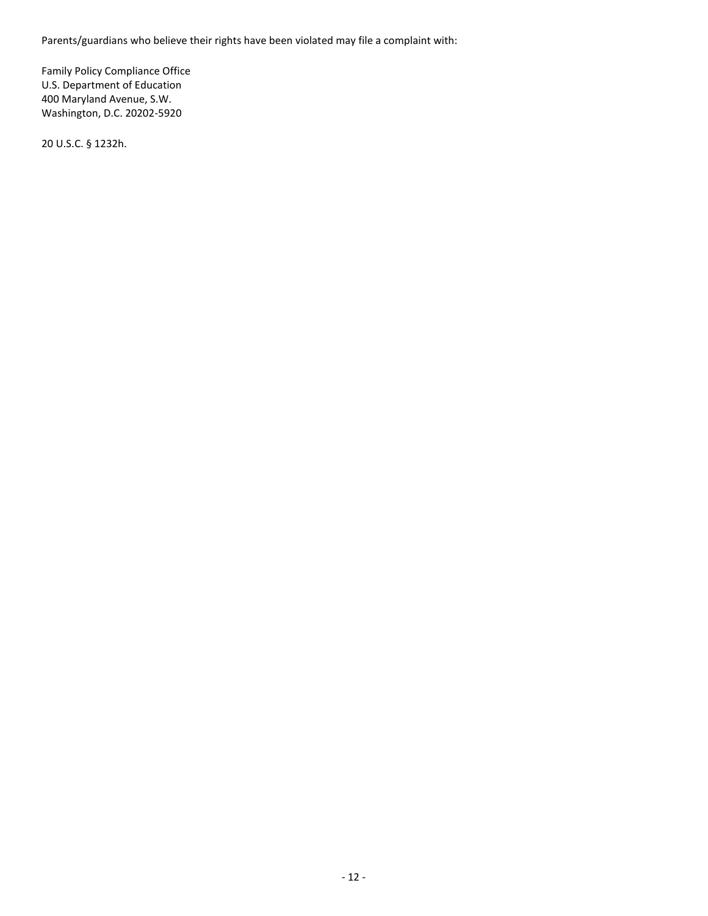Parents/guardians who believe their rights have been violated may file a complaint with:

Family Policy Compliance Office
U.S. Department of Education
400 Maryland Avenue, S.W.
Washington, D.C. 20202-5920

20 U.S.C. § 1232h.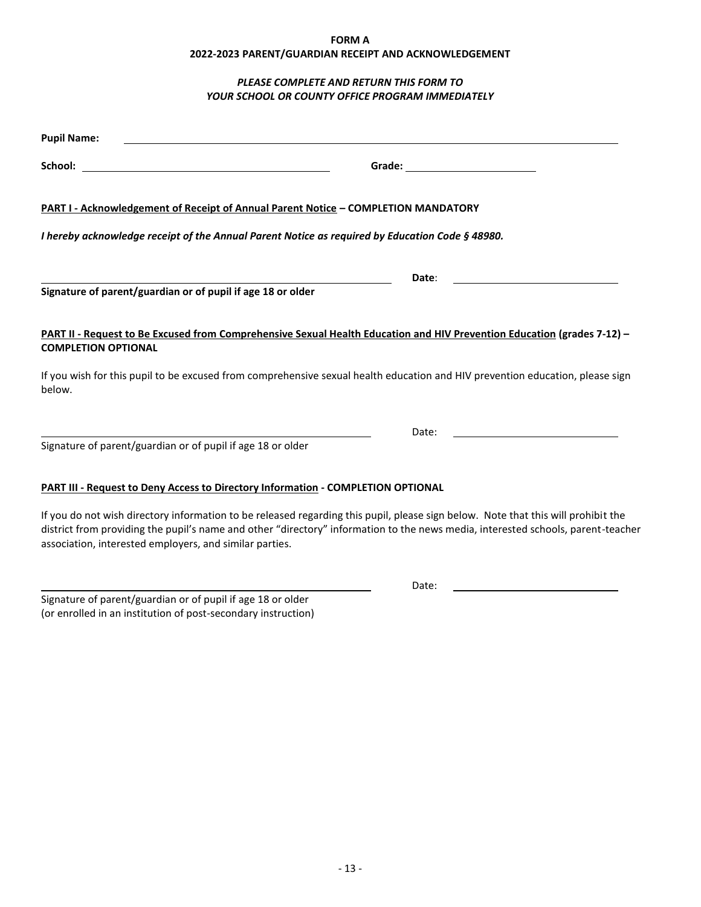**FORM A**
**2022-2023 PARENT/GUARDIAN RECEIPT AND ACKNOWLEDGEMENT**

***PLEASE COMPLETE AND RETURN THIS FORM TO YOUR SCHOOL OR COUNTY OFFICE PROGRAM IMMEDIATELY***

**Pupil Name:** ______________________________________________

**School:** ______________________ **Grade:** ______________

**PART I - Acknowledgement of Receipt of Annual Parent Notice – COMPLETION MANDATORY**

***I hereby acknowledge receipt of the Annual Parent Notice as required by Education Code § 48980.***

______________________________________ **Date**: ______________

**Signature of parent/guardian or of pupil if age 18 or older**

**PART II - Request to Be Excused from Comprehensive Sexual Health Education and HIV Prevention Education (grades 7-12) – COMPLETION OPTIONAL**

If you wish for this pupil to be excused from comprehensive sexual health education and HIV prevention education, please sign below.

______________________________________ Date: ______________

Signature of parent/guardian or of pupil if age 18 or older

**PART III - Request to Deny Access to Directory Information - COMPLETION OPTIONAL**

If you do not wish directory information to be released regarding this pupil, please sign below. Note that this will prohibit the district from providing the pupil's name and other "directory" information to the news media, interested schools, parent-teacher association, interested employers, and similar parties.

______________________________________ Date: ______________

Signature of parent/guardian or of pupil if age 18 or older
(or enrolled in an institution of post-secondary instruction)